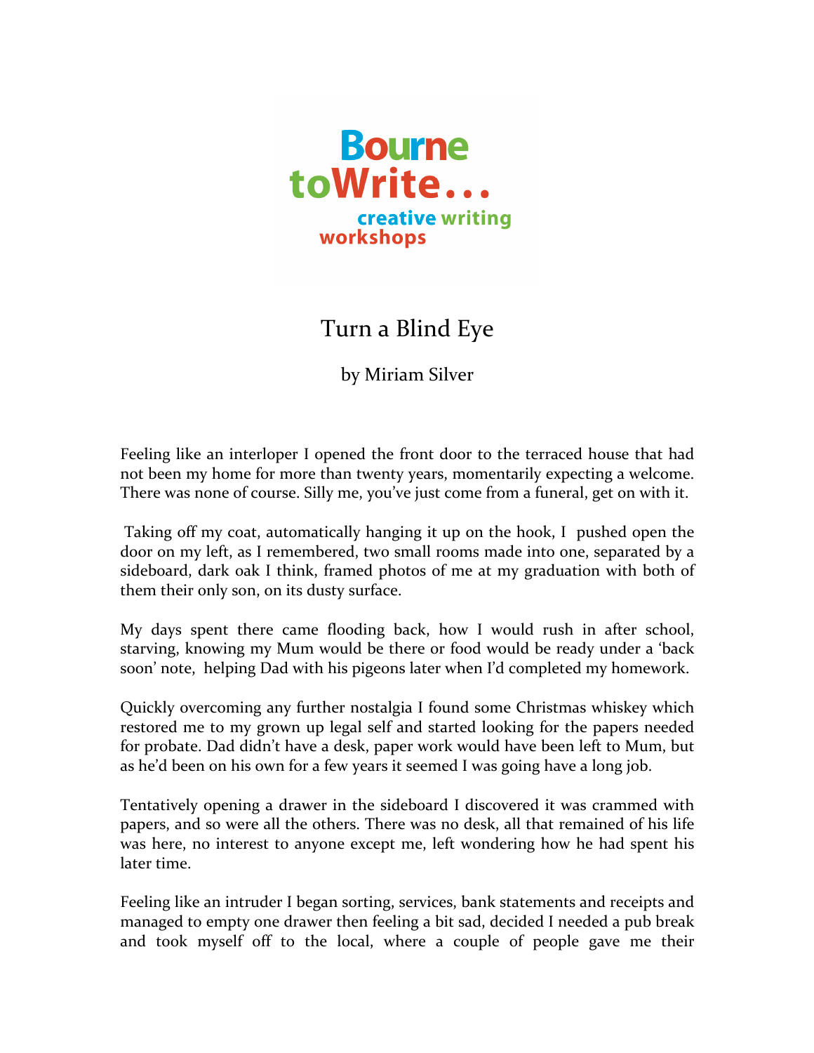Bourne toWrite...
creative writing workshops

# Turn a Blind Eye

by Miriam Silver

Feeling like an interloper I opened the front door to the terraced house that had not been my home for more than twenty years, momentarily expecting a welcome. There was none of course. Silly me, you've just come from a funeral, get on with it.

Taking off my coat, automatically hanging it up on the hook, I pushed open the door on my left, as I remembered, two small rooms made into one, separated by a sideboard, dark oak I think, framed photos of me at my graduation with both of them their only son, on its dusty surface.

My days spent there came flooding back, how I would rush in after school, starving, knowing my Mum would be there or food would be ready under a 'back soon' note, helping Dad with his pigeons later when I'd completed my homework.

Quickly overcoming any further nostalgia I found some Christmas whiskey which restored me to my grown up legal self and started looking for the papers needed for probate. Dad didn't have a desk, paper work would have been left to Mum, but as he'd been on his own for a few years it seemed I was going have a long job.

Tentatively opening a drawer in the sideboard I discovered it was crammed with papers, and so were all the others. There was no desk, all that remained of his life was here, no interest to anyone except me, left wondering how he had spent his later time.

Feeling like an intruder I began sorting, services, bank statements and receipts and managed to empty one drawer then feeling a bit sad, decided I needed a pub break and took myself off to the local, where a couple of people gave me their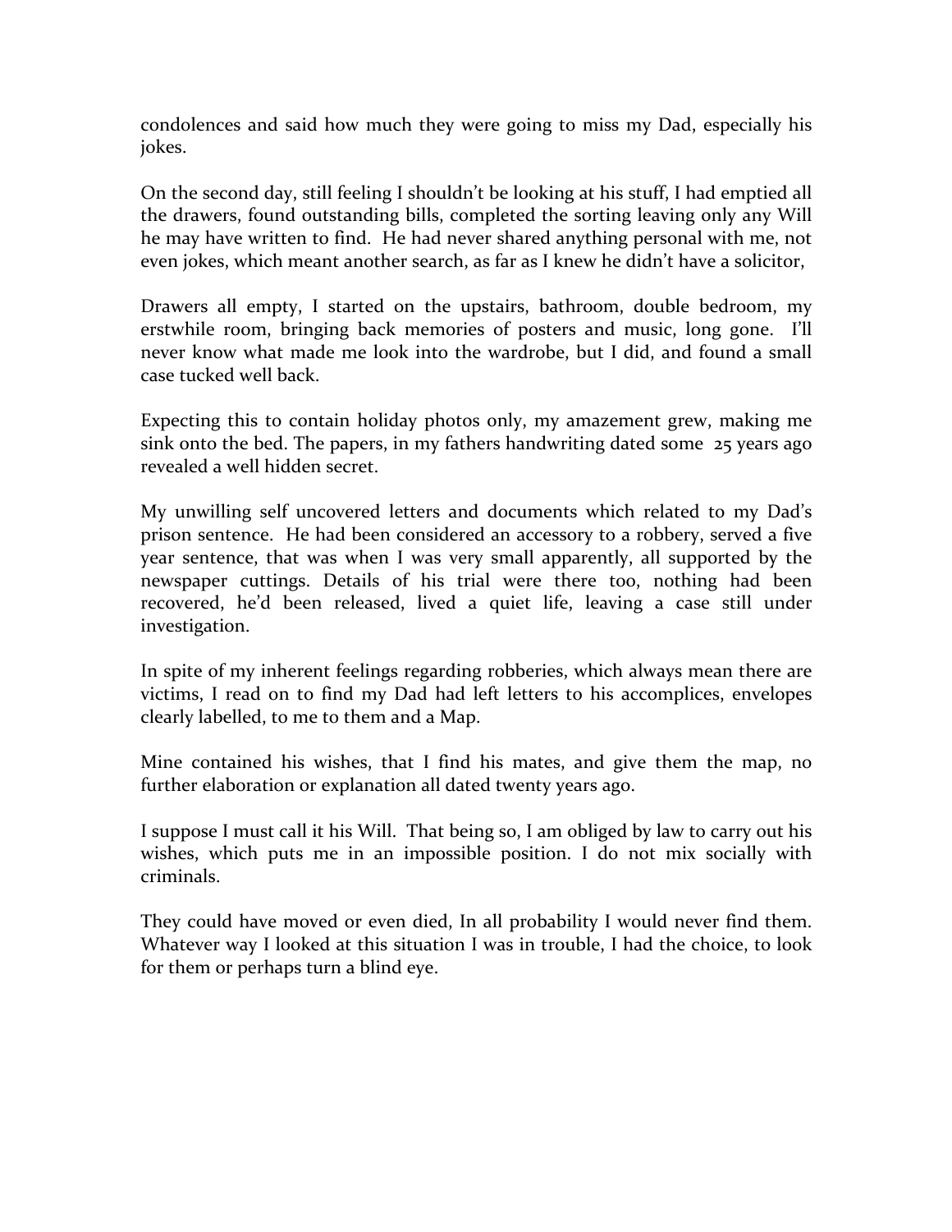condolences and said how much they were going to miss my Dad, especially his jokes.

On the second day, still feeling I shouldn't be looking at his stuff, I had emptied all the drawers, found outstanding bills, completed the sorting leaving only any Will he may have written to find. He had never shared anything personal with me, not even jokes, which meant another search, as far as I knew he didn't have a solicitor,

Drawers all empty, I started on the upstairs, bathroom, double bedroom, my erstwhile room, bringing back memories of posters and music, long gone. I'll never know what made me look into the wardrobe, but I did, and found a small case tucked well back.

Expecting this to contain holiday photos only, my amazement grew, making me sink onto the bed. The papers, in my fathers handwriting dated some 25 years ago revealed a well hidden secret.

My unwilling self uncovered letters and documents which related to my Dad's prison sentence. He had been considered an accessory to a robbery, served a five year sentence, that was when I was very small apparently, all supported by the newspaper cuttings. Details of his trial were there too, nothing had been recovered, he'd been released, lived a quiet life, leaving a case still under investigation.

In spite of my inherent feelings regarding robberies, which always mean there are victims, I read on to find my Dad had left letters to his accomplices, envelopes clearly labelled, to me to them and a Map.

Mine contained his wishes, that I find his mates, and give them the map, no further elaboration or explanation all dated twenty years ago.

I suppose I must call it his Will. That being so, I am obliged by law to carry out his wishes, which puts me in an impossible position. I do not mix socially with criminals.

They could have moved or even died, In all probability I would never find them. Whatever way I looked at this situation I was in trouble, I had the choice, to look for them or perhaps turn a blind eye.